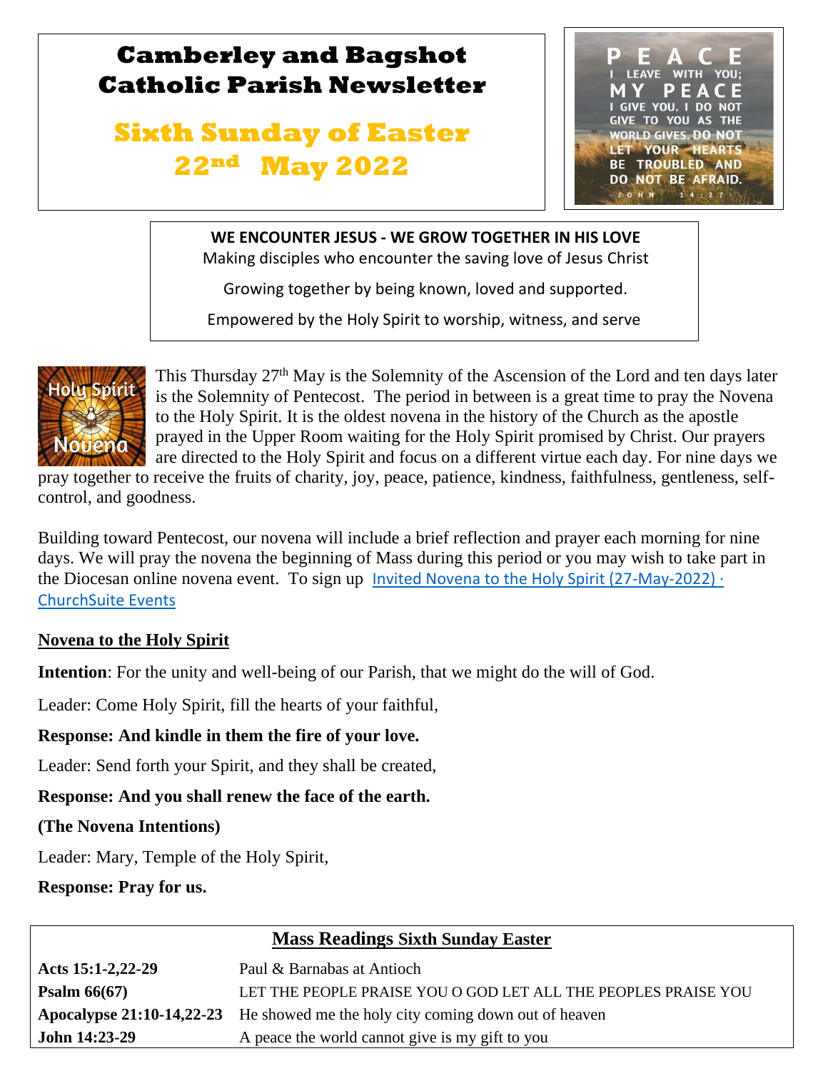# Camberley and Bagshot Catholic Parish Newsletter

## Sixth Sunday of Easter 22nd May 2022

PEACE I LEAVE WITH YOU; MY PEACE I GIVE YOU. I DO NOT GIVE TO YOU AS THE WORLD GIVES. DO NOT LET YOUR HEARTS BE TROUBLED AND DO NOT BE AFRAID. JOHN 14:27

**WE ENCOUNTER JESUS - WE GROW TOGETHER IN HIS LOVE**

Making disciples who encounter the saving love of Jesus Christ

Growing together by being known, loved and supported.

Empowered by the Holy Spirit to worship, witness, and serve

This Thursday 27th May is the Solemnity of the Ascension of the Lord and ten days later is the Solemnity of Pentecost. The period in between is a great time to pray the Novena to the Holy Spirit. It is the oldest novena in the history of the Church as the apostle prayed in the Upper Room waiting for the Holy Spirit promised by Christ. Our prayers are directed to the Holy Spirit and focus on a different virtue each day. For nine days we pray together to receive the fruits of charity, joy, peace, patience, kindness, faithfulness, gentleness, self-control, and goodness.

Building toward Pentecost, our novena will include a brief reflection and prayer each morning for nine days. We will pray the novena the beginning of Mass during this period or you may wish to take part in the Diocesan online novena event. To sign up [Invited Novena to the Holy Spirit (27-May-2022) · ChurchSuite Events]

**Novena to the Holy Spirit**

**Intention**: For the unity and well-being of our Parish, that we might do the will of God.

Leader: Come Holy Spirit, fill the hearts of your faithful,

**Response: And kindle in them the fire of your love.**

Leader: Send forth your Spirit, and they shall be created,

**Response: And you shall renew the face of the earth.**

**(The Novena Intentions)**

Leader: Mary, Temple of the Holy Spirit,

**Response: Pray for us.**

| Mass Readings Sixth Sunday Easter | |
|---|---|
| **Acts 15:1-2,22-29** | Paul & Barnabas at Antioch |
| **Psalm 66(67)** | LET THE PEOPLE PRAISE YOU O GOD LET ALL THE PEOPLES PRAISE YOU |
| **Apocalypse 21:10-14,22-23** | He showed me the holy city coming down out of heaven |
| **John 14:23-29** | A peace the world cannot give is my gift to you |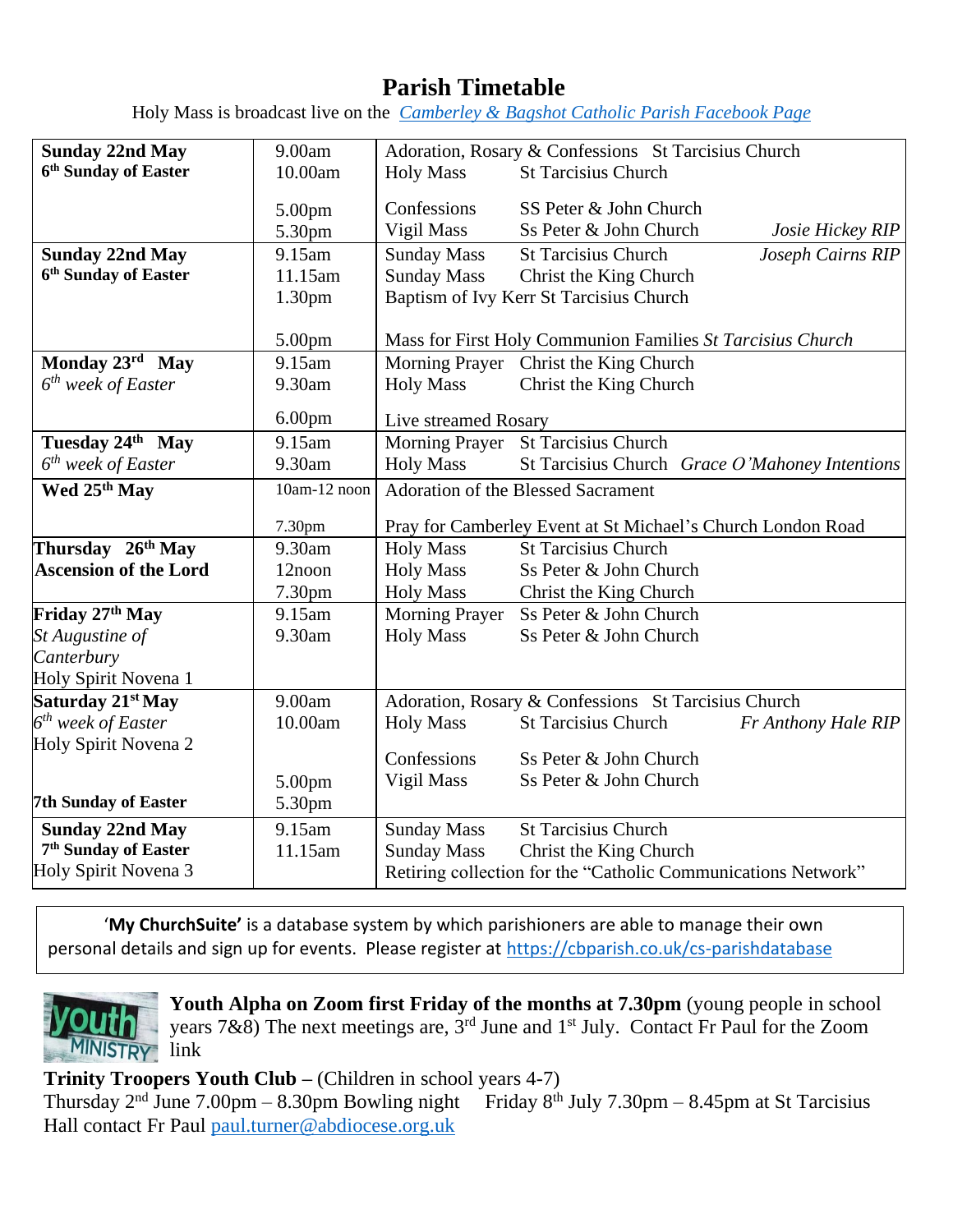# Parish Timetable

Holy Mass is broadcast live on the *Camberley & Bagshot Catholic Parish Facebook Page*

| Day | Time | Event |
|---|---|---|
| **Sunday 22nd May**<br>**6th Sunday of Easter** | 9.00am<br>10.00am<br><br>5.00pm<br>5.30pm | Adoration, Rosary & Confessions St Tarcisius Church<br>Holy Mass St Tarcisius Church<br><br>Confessions SS Peter & John Church<br>Vigil Mass Ss Peter & John Church *Josie Hickey RIP* |
| **Sunday 22nd May**<br>**6th Sunday of Easter** | 9.15am<br>11.15am<br>1.30pm<br><br>5.00pm | Sunday Mass St Tarcisius Church *Joseph Cairns RIP*<br>Sunday Mass Christ the King Church<br>Baptism of Ivy Kerr St Tarcisius Church<br><br>Mass for First Holy Communion Families *St Tarcisius Church* |
| **Monday 23rd May**<br>*6th week of Easter* | 9.15am<br>9.30am<br><br>6.00pm | Morning Prayer Christ the King Church<br>Holy Mass Christ the King Church<br><br>Live streamed Rosary |
| **Tuesday 24th May**<br>*6th week of Easter* | 9.15am<br>9.30am | Morning Prayer St Tarcisius Church<br>Holy Mass St Tarcisius Church *Grace O'Mahoney Intentions* |
| **Wed 25th May** | 10am-12 noon<br><br>7.30pm | Adoration of the Blessed Sacrament<br><br>Pray for Camberley Event at St Michael's Church London Road |
| **Thursday 26th May**<br>**Ascension of the Lord** | 9.30am<br>12noon<br>7.30pm | Holy Mass St Tarcisius Church<br>Holy Mass Ss Peter & John Church<br>Holy Mass Christ the King Church |
| **Friday 27th May**<br>*St Augustine of Canterbury*<br>Holy Spirit Novena 1 | 9.15am<br>9.30am | Morning Prayer Ss Peter & John Church<br>Holy Mass Ss Peter & John Church |
| **Saturday 21st May**<br>*6th week of Easter*<br>Holy Spirit Novena 2<br><br>**7th Sunday of Easter** | 9.00am<br>10.00am<br><br>5.00pm<br>5.30pm | Adoration, Rosary & Confessions St Tarcisius Church<br>Holy Mass St Tarcisius Church *Fr Anthony Hale RIP*<br><br>Confessions Ss Peter & John Church<br>Vigil Mass Ss Peter & John Church |
| **Sunday 22nd May**<br>**7th Sunday of Easter**<br>Holy Spirit Novena 3 | 9.15am<br>11.15am | Sunday Mass St Tarcisius Church<br>Sunday Mass Christ the King Church<br>Retiring collection for the "Catholic Communications Network" |

'**My ChurchSuite'** is a database system by which parishioners are able to manage their own personal details and sign up for events. Please register at https://cbparish.co.uk/cs-parishdatabase

**Youth Alpha on Zoom first Friday of the months at 7.30pm** (young people in school years 7&8) The next meetings are, 3rd June and 1st July. Contact Fr Paul for the Zoom link

**Trinity Troopers Youth Club –** (Children in school years 4-7)
Thursday 2nd June 7.00pm – 8.30pm Bowling night Friday 8th July 7.30pm – 8.45pm at St Tarcisius Hall contact Fr Paul paul.turner@abdiocese.org.uk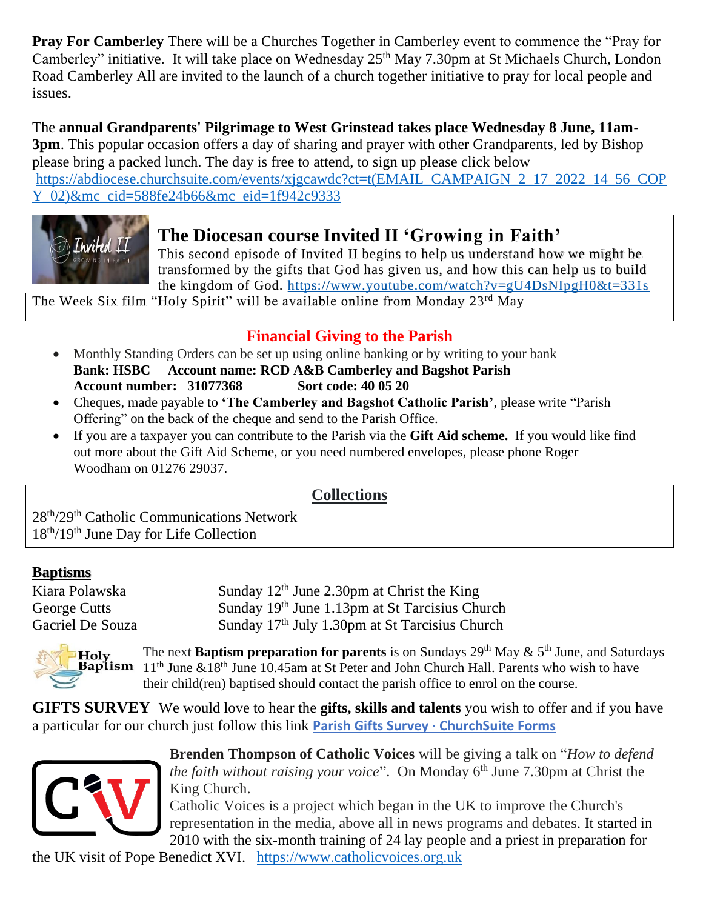**Pray For Camberley** There will be a Churches Together in Camberley event to commence the "Pray for Camberley" initiative. It will take place on Wednesday 25th May 7.30pm at St Michaels Church, London Road Camberley All are invited to the launch of a church together initiative to pray for local people and issues.

The **annual Grandparents' Pilgrimage to West Grinstead takes place Wednesday 8 June, 11am-3pm**. This popular occasion offers a day of sharing and prayer with other Grandparents, led by Bishop please bring a packed lunch. The day is free to attend, to sign up please click below https://abdiocese.churchsuite.com/events/xjgcawdc?ct=t(EMAIL_CAMPAIGN_2_17_2022_14_56_COPY_02)&mc_cid=588fe24b66&mc_eid=1f942c9333

## The Diocesan course Invited II 'Growing in Faith'

This second episode of Invited II begins to help us understand how we might be transformed by the gifts that God has given us, and how this can help us to build the kingdom of God. https://www.youtube.com/watch?v=gU4DsNIpgH0&t=331s

The Week Six film "Holy Spirit" will be available online from Monday 23rd May

## Financial Giving to the Parish

- Monthly Standing Orders can be set up using online banking or by writing to your bank
  **Bank: HSBC Account name: RCD A&B Camberley and Bagshot Parish**
  **Account number: 31077368 Sort code: 40 05 20**
- Cheques, made payable to **'The Camberley and Bagshot Catholic Parish'**, please write "Parish Offering" on the back of the cheque and send to the Parish Office.
- If you are a taxpayer you can contribute to the Parish via the **Gift Aid scheme.** If you would like find out more about the Gift Aid Scheme, or you need numbered envelopes, please phone Roger Woodham on 01276 29037.

## Collections

28th/29th Catholic Communications Network
18th/19th June Day for Life Collection

## Baptisms

| | |
|---|---|
| Kiara Polawska | Sunday 12th June 2.30pm at Christ the King |
| George Cutts | Sunday 19th June 1.13pm at St Tarcisius Church |
| Gacriel De Souza | Sunday 17th July 1.30pm at St Tarcisius Church |

The next **Baptism preparation for parents** is on Sundays 29th May & 5th June, and Saturdays 11th June &18th June 10.45am at St Peter and John Church Hall. Parents who wish to have their child(ren) baptised should contact the parish office to enrol on the course.

**GIFTS SURVEY** We would love to hear the **gifts, skills and talents** you wish to offer and if you have a particular for our church just follow this link **Parish Gifts Survey · ChurchSuite Forms**

**Brenden Thompson of Catholic Voices** will be giving a talk on "*How to defend the faith without raising your voice*". On Monday 6th June 7.30pm at Christ the King Church.

Catholic Voices is a project which began in the UK to improve the Church's representation in the media, above all in news programs and debates. It started in 2010 with the six-month training of 24 lay people and a priest in preparation for the UK visit of Pope Benedict XVI. https://www.catholicvoices.org.uk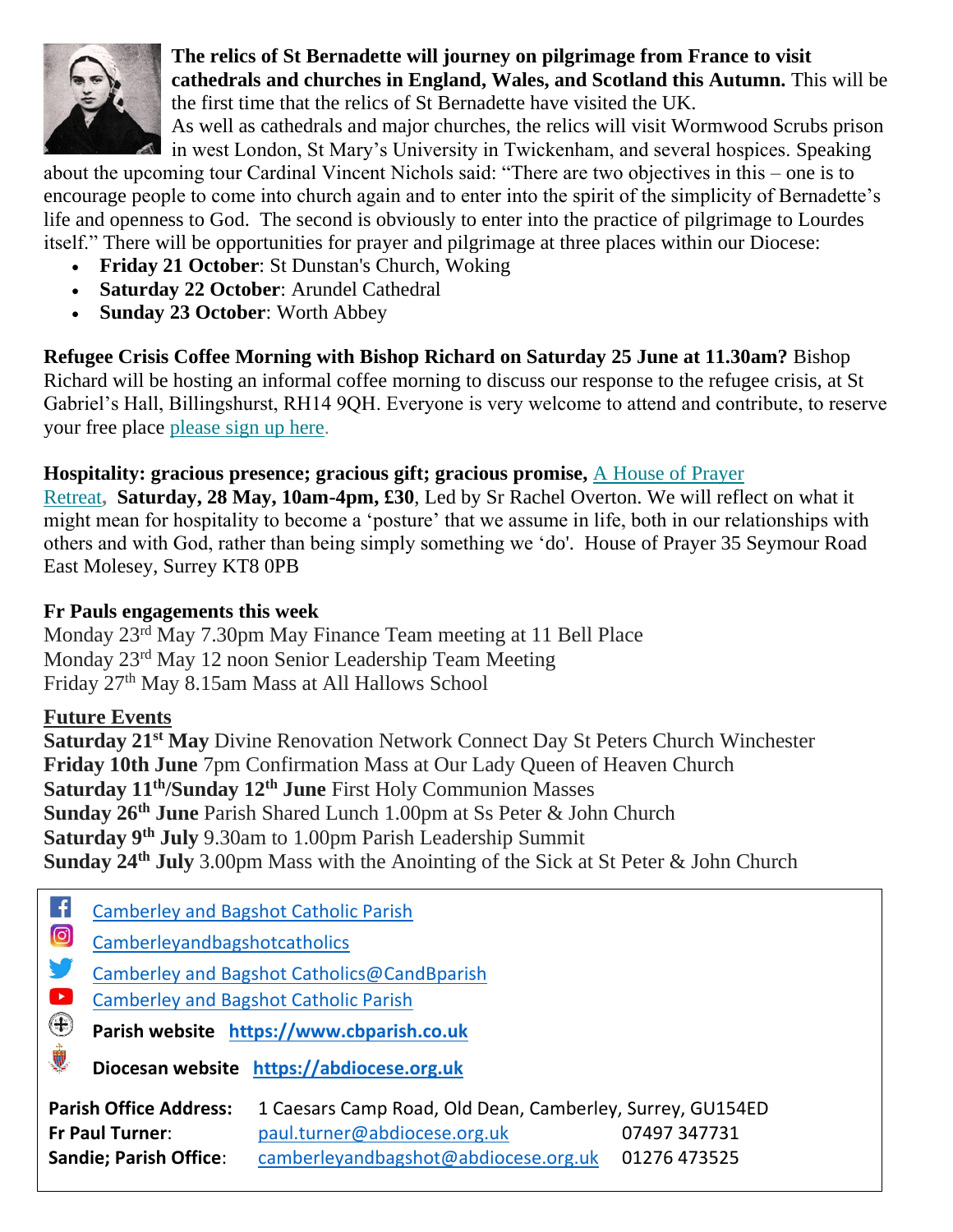**The relics of St Bernadette will journey on pilgrimage from France to visit cathedrals and churches in England, Wales, and Scotland this Autumn.** This will be the first time that the relics of St Bernadette have visited the UK.

As well as cathedrals and major churches, the relics will visit Wormwood Scrubs prison in west London, St Mary's University in Twickenham, and several hospices. Speaking about the upcoming tour Cardinal Vincent Nichols said: "There are two objectives in this – one is to encourage people to come into church again and to enter into the spirit of the simplicity of Bernadette's life and openness to God. The second is obviously to enter into the practice of pilgrimage to Lourdes itself." There will be opportunities for prayer and pilgrimage at three places within our Diocese:

- **Friday 21 October**: St Dunstan's Church, Woking
- **Saturday 22 October**: Arundel Cathedral
- **Sunday 23 October**: Worth Abbey

**Refugee Crisis Coffee Morning with Bishop Richard on Saturday 25 June at 11.30am?** Bishop Richard will be hosting an informal coffee morning to discuss our response to the refugee crisis, at St Gabriel's Hall, Billingshurst, RH14 9QH. Everyone is very welcome to attend and contribute, to reserve your free place please sign up here.

**Hospitality: gracious presence; gracious gift; gracious promise,** A House of Prayer Retreat**, Saturday, 28 May, 10am-4pm, £30**, Led by Sr Rachel Overton. We will reflect on what it might mean for hospitality to become a 'posture' that we assume in life, both in our relationships with others and with God, rather than being simply something we 'do'. House of Prayer 35 Seymour Road East Molesey, Surrey KT8 0PB

**Fr Pauls engagements this week**

Monday 23rd May 7.30pm May Finance Team meeting at 11 Bell Place
Monday 23rd May 12 noon Senior Leadership Team Meeting
Friday 27th May 8.15am Mass at All Hallows School

**Future Events**

**Saturday 21st May** Divine Renovation Network Connect Day St Peters Church Winchester
**Friday 10th June** 7pm Confirmation Mass at Our Lady Queen of Heaven Church
**Saturday 11th/Sunday 12th June** First Holy Communion Masses
**Sunday 26th June** Parish Shared Lunch 1.00pm at Ss Peter & John Church
**Saturday 9th July** 9.30am to 1.00pm Parish Leadership Summit
**Sunday 24th July** 3.00pm Mass with the Anointing of the Sick at St Peter & John Church

Camberley and Bagshot Catholic Parish
Camberleyandbagshotcatholics
Camberley and Bagshot Catholics@CandBparish
Camberley and Bagshot Catholic Parish
**Parish website https://www.cbparish.co.uk**
**Diocesan website https://abdiocese.org.uk**

| | | |
|---|---|---|
| **Parish Office Address:** | 1 Caesars Camp Road, Old Dean, Camberley, Surrey, GU154ED | |
| **Fr Paul Turner**: | paul.turner@abdiocese.org.uk | 07497 347731 |
| **Sandie; Parish Office**: | camberleyandbagshot@abdiocese.org.uk | 01276 473525 |